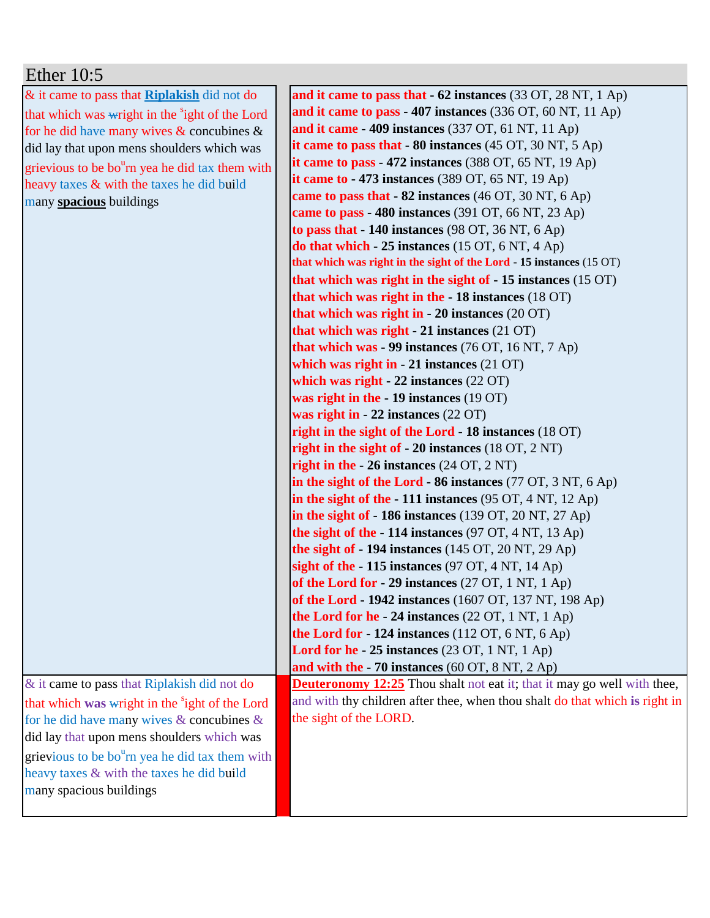# Ether 10:5

| | |
|---|---|
| & it came to pass that **Riplakish** did not do that which was ~~w~~right in the [s]ight of the Lord for he did have many wives & concubines & did lay that upon mens shoulders which was grievious to be bo[u]rn yea he did tax them with heavy taxes & with the taxes he did build many **spacious** buildings | **and it came to pass that** - **62 instances** (33 OT, 28 NT, 1 Ap)<br>**and it came to pass** - **407 instances** (336 OT, 60 NT, 11 Ap)<br>**and it came** - **409 instances** (337 OT, 61 NT, 11 Ap)<br>**it came to pass that** - **80 instances** (45 OT, 30 NT, 5 Ap)<br>**it came to pass** - **472 instances** (388 OT, 65 NT, 19 Ap)<br>**it came to** - **473 instances** (389 OT, 65 NT, 19 Ap)<br>**came to pass that** - **82 instances** (46 OT, 30 NT, 6 Ap)<br>**came to pass** - **480 instances** (391 OT, 66 NT, 23 Ap)<br>**to pass that** - **140 instances** (98 OT, 36 NT, 6 Ap)<br>**do that which** - **25 instances** (15 OT, 6 NT, 4 Ap)<br>**that which was right in the sight of the Lord** - **15 instances** (15 OT)<br>**that which was right in the sight of** - **15 instances** (15 OT)<br>**that which was right in the** - **18 instances** (18 OT)<br>**that which was right in** - **20 instances** (20 OT)<br>**that which was right** - **21 instances** (21 OT)<br>**that which was** - **99 instances** (76 OT, 16 NT, 7 Ap)<br>**which was right in** - **21 instances** (21 OT)<br>**which was right** - **22 instances** (22 OT)<br>**was right in the** - **19 instances** (19 OT)<br>**was right in** - **22 instances** (22 OT)<br>**right in the sight of the Lord** - **18 instances** (18 OT)<br>**right in the sight of** - **20 instances** (18 OT, 2 NT)<br>**right in the** - **26 instances** (24 OT, 2 NT)<br>**in the sight of the Lord** - **86 instances** (77 OT, 3 NT, 6 Ap)<br>**in the sight of the** - **111 instances** (95 OT, 4 NT, 12 Ap)<br>**in the sight of** - **186 instances** (139 OT, 20 NT, 27 Ap)<br>**the sight of the** - **114 instances** (97 OT, 4 NT, 13 Ap)<br>**the sight of** - **194 instances** (145 OT, 20 NT, 29 Ap)<br>**sight of the** - **115 instances** (97 OT, 4 NT, 14 Ap)<br>**of the Lord for** - **29 instances** (27 OT, 1 NT, 1 Ap)<br>**of the Lord** - **1942 instances** (1607 OT, 137 NT, 198 Ap)<br>**the Lord for he** - **24 instances** (22 OT, 1 NT, 1 Ap)<br>**the Lord for** - **124 instances** (112 OT, 6 NT, 6 Ap)<br>**Lord for he** - **25 instances** (23 OT, 1 NT, 1 Ap)<br>**and with the** - **70 instances** (60 OT, 8 NT, 2 Ap) |
| & it came to pass that Riplakish did not do that which **was** ~~w~~right in the [s]ight of the Lord for he did have many wives & concubines & did lay that upon mens shoulders which was grievious to be bo[u]rn yea he did tax them with heavy taxes & with the taxes he did build many spacious buildings | **Deuteronomy 12:25** Thou shalt not eat it; that it may go well with thee, and with thy children after thee, when thou shalt do that which **is** right in the sight of the LORD. |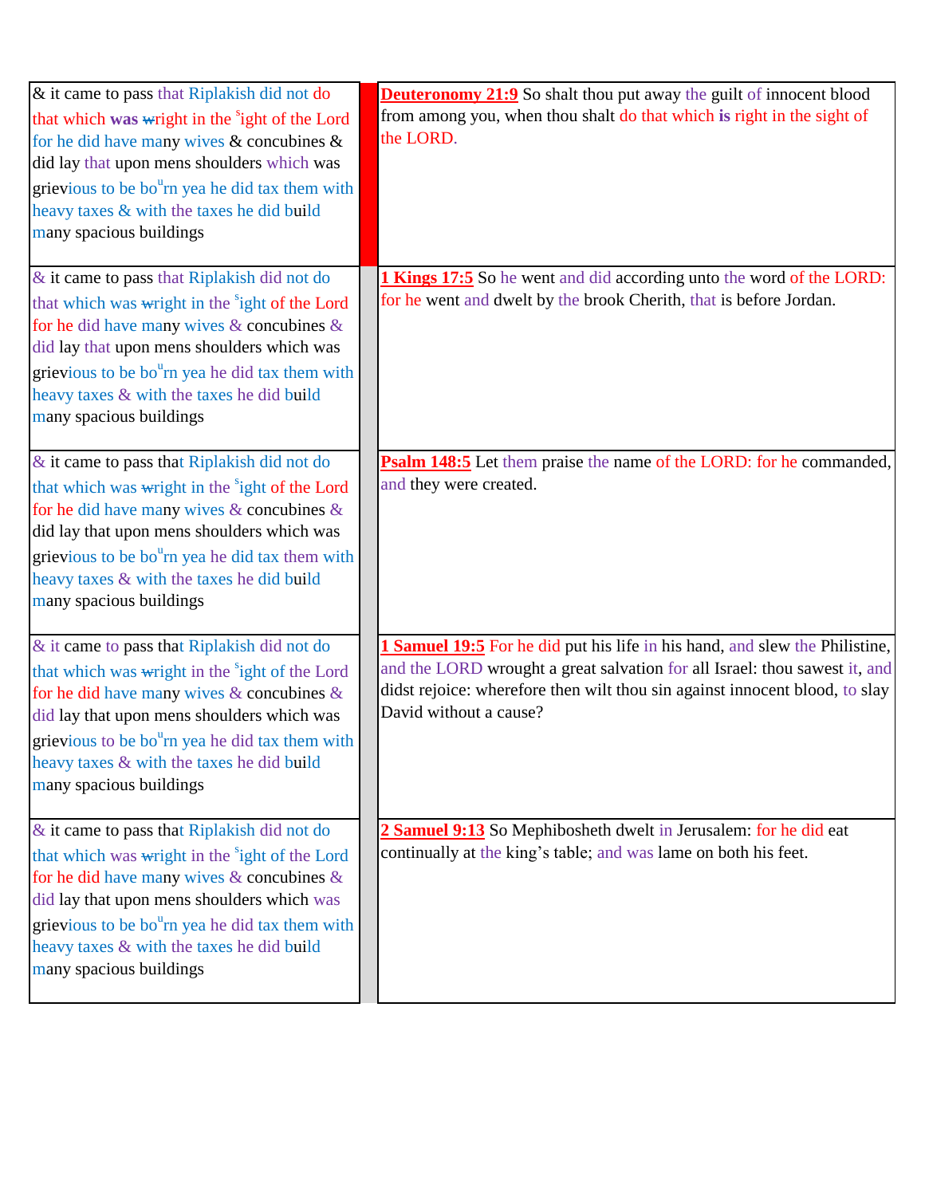| | | |
|---|---|---|
| & it came to pass that Riplakish did not do that which **was** ~~w~~right in the [s]ight of the Lord for he did have many wives & concubines & did lay that upon mens shoulders which was grievious to be bo[u]rn yea he did tax them with heavy taxes & with the taxes he did build many spacious buildings | | **Deuteronomy 21:9** So shalt thou put away the guilt of innocent blood from among you, when thou shalt do that which **is** right in the sight of the LORD. |
| & it came to pass that Riplakish did not do that which was ~~w~~right in the [s]ight of the Lord for he did have many wives & concubines & did lay that upon mens shoulders which was grievious to be bo[u]rn yea he did tax them with heavy taxes & with the taxes he did build many spacious buildings | | **1 Kings 17:5** So he went and did according unto the word of the LORD: for he went and dwelt by the brook Cherith, that is before Jordan. |
| & it came to pass that Riplakish did not do that which was ~~w~~right in the [s]ight of the Lord for he did have many wives & concubines & did lay that upon mens shoulders which was grievious to be bo[u]rn yea he did tax them with heavy taxes & with the taxes he did build many spacious buildings | | **Psalm 148:5** Let them praise the name of the LORD: for he commanded, and they were created. |
| & it came to pass that Riplakish did not do that which was ~~w~~right in the [s]ight of the Lord for he did have many wives & concubines & did lay that upon mens shoulders which was grievious to be bo[u]rn yea he did tax them with heavy taxes & with the taxes he did build many spacious buildings | | **1 Samuel 19:5** For he did put his life in his hand, and slew the Philistine, and the LORD wrought a great salvation for all Israel: thou sawest it, and didst rejoice: wherefore then wilt thou sin against innocent blood, to slay David without a cause? |
| & it came to pass that Riplakish did not do that which was ~~w~~right in the [s]ight of the Lord for he did have many wives & concubines & did lay that upon mens shoulders which was grievious to be bo[u]rn yea he did tax them with heavy taxes & with the taxes he did build many spacious buildings | | **2 Samuel 9:13** So Mephibosheth dwelt in Jerusalem: for he did eat continually at the king's table; and was lame on both his feet. |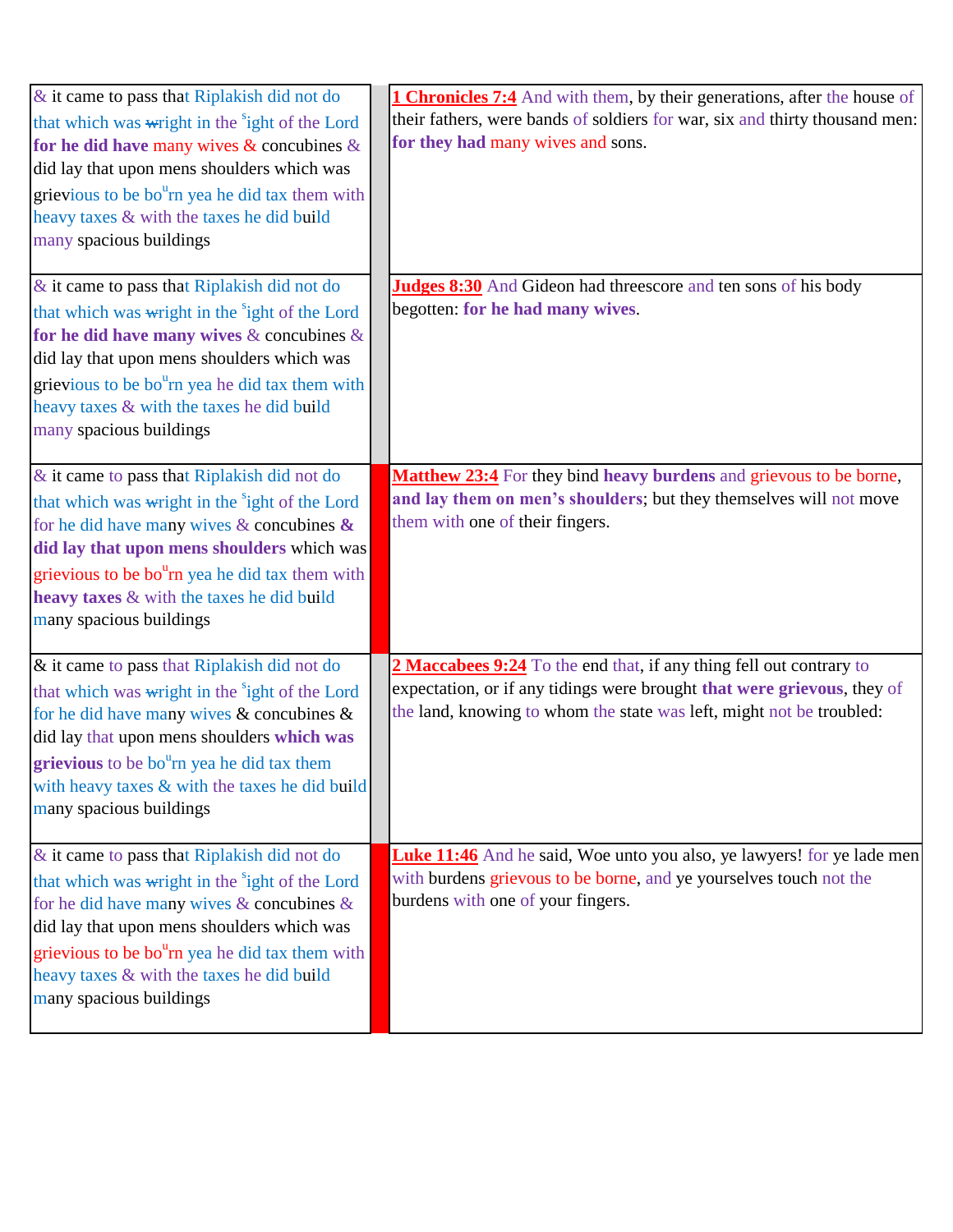| & it came to pass that Riplakish did not do that which was ~~w~~right in the [s]ight of the Lord **for he did have** many wives & concubines & did lay that upon mens shoulders which was grievious to be bo[u]rn yea he did tax them with heavy taxes & with the taxes he did build many spacious buildings | | **1 Chronicles 7:4** And with them, by their generations, after the house of their fathers, were bands of soldiers for war, six and thirty thousand men: **for they had** many wives and sons. |
|---|---|---|
| & it came to pass that Riplakish did not do that which was ~~w~~right in the [s]ight of the Lord **for he did have many wives** & concubines & did lay that upon mens shoulders which was grievious to be bo[u]rn yea he did tax them with heavy taxes & with the taxes he did build many spacious buildings | | **Judges 8:30** And Gideon had threescore and ten sons of his body begotten: **for he had many wives**. |
| & it came to pass that Riplakish did not do that which was ~~w~~right in the [s]ight of the Lord for he did have many wives & concubines **& did lay that upon mens shoulders** which was grievious to be bo[u]rn yea he did tax them with **heavy taxes** & with the taxes he did build many spacious buildings | | **Matthew 23:4** For they bind **heavy burdens** and grievous to be borne, **and lay them on men's shoulders**; but they themselves will not move them with one of their fingers. |
| & it came to pass that Riplakish did not do that which was ~~w~~right in the [s]ight of the Lord for he did have many wives & concubines & did lay that upon mens shoulders **which was grievious** to be bo[u]rn yea he did tax them with heavy taxes & with the taxes he did build many spacious buildings | | **2 Maccabees 9:24** To the end that, if any thing fell out contrary to expectation, or if any tidings were brought **that were grievous**, they of the land, knowing to whom the state was left, might not be troubled: |
| & it came to pass that Riplakish did not do that which was ~~w~~right in the [s]ight of the Lord for he did have many wives & concubines & did lay that upon mens shoulders which was grievious to be bo[u]rn yea he did tax them with heavy taxes & with the taxes he did build many spacious buildings | | **Luke 11:46** And he said, Woe unto you also, ye lawyers! for ye lade men with burdens grievous to be borne, and ye yourselves touch not the burdens with one of your fingers. |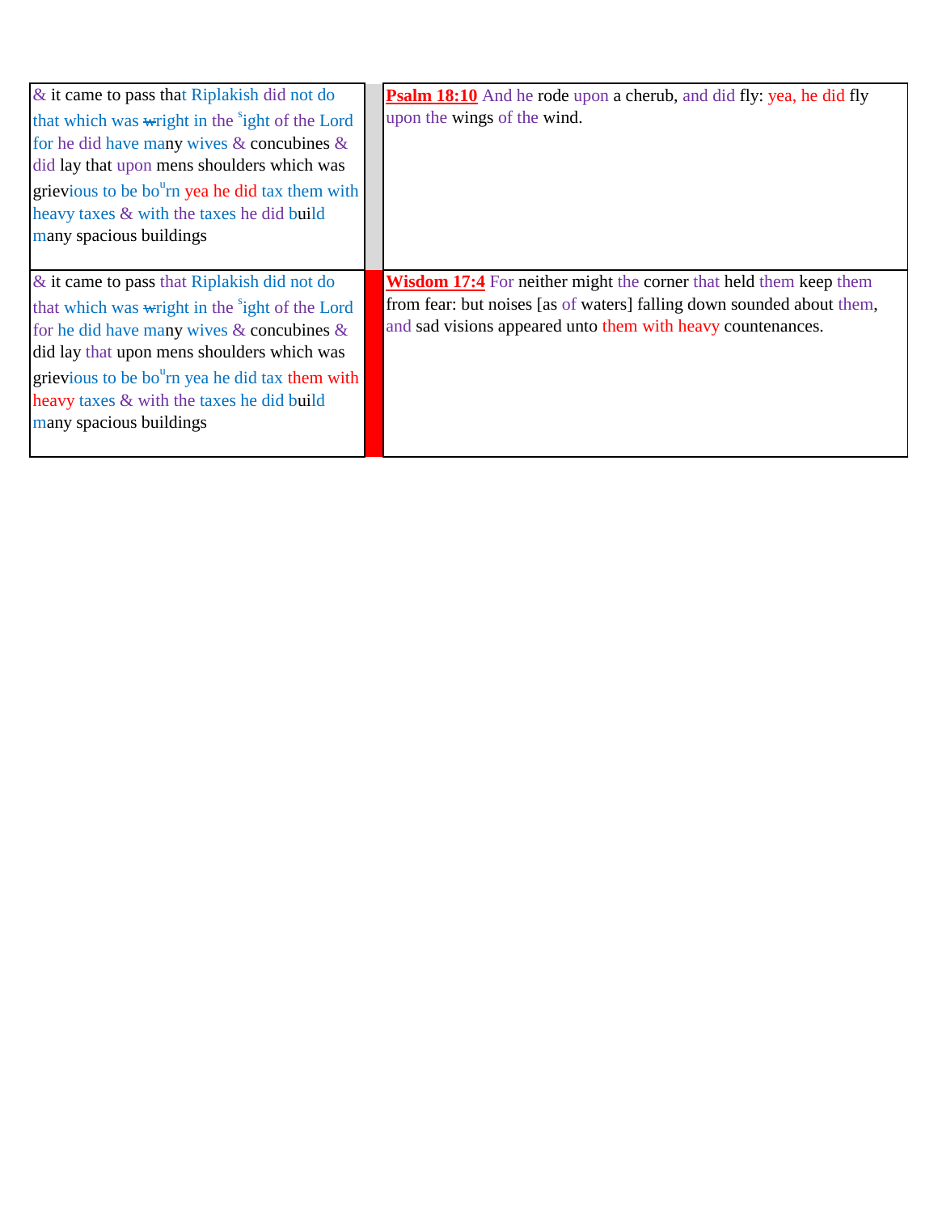| | | |
|---|---|---|
| & it came to pass that Riplakish did not do that which was ~~w~~right in the [s]ight of the Lord for he did have many wives & concubines & did lay that upon mens shoulders which was grievious to be bo[u]rn yea he did tax them with heavy taxes & with the taxes he did build many spacious buildings | | **Psalm 18:10** And he rode upon a cherub, and did fly: yea, he did fly upon the wings of the wind. |
| & it came to pass that Riplakish did not do that which was ~~w~~right in the [s]ight of the Lord for he did have many wives & concubines & did lay that upon mens shoulders which was grievious to be bo[u]rn yea he did tax them with heavy taxes & with the taxes he did build many spacious buildings | | **Wisdom 17:4** For neither might the corner that held them keep them from fear: but noises [as of waters] falling down sounded about them, and sad visions appeared unto them with heavy countenances. |